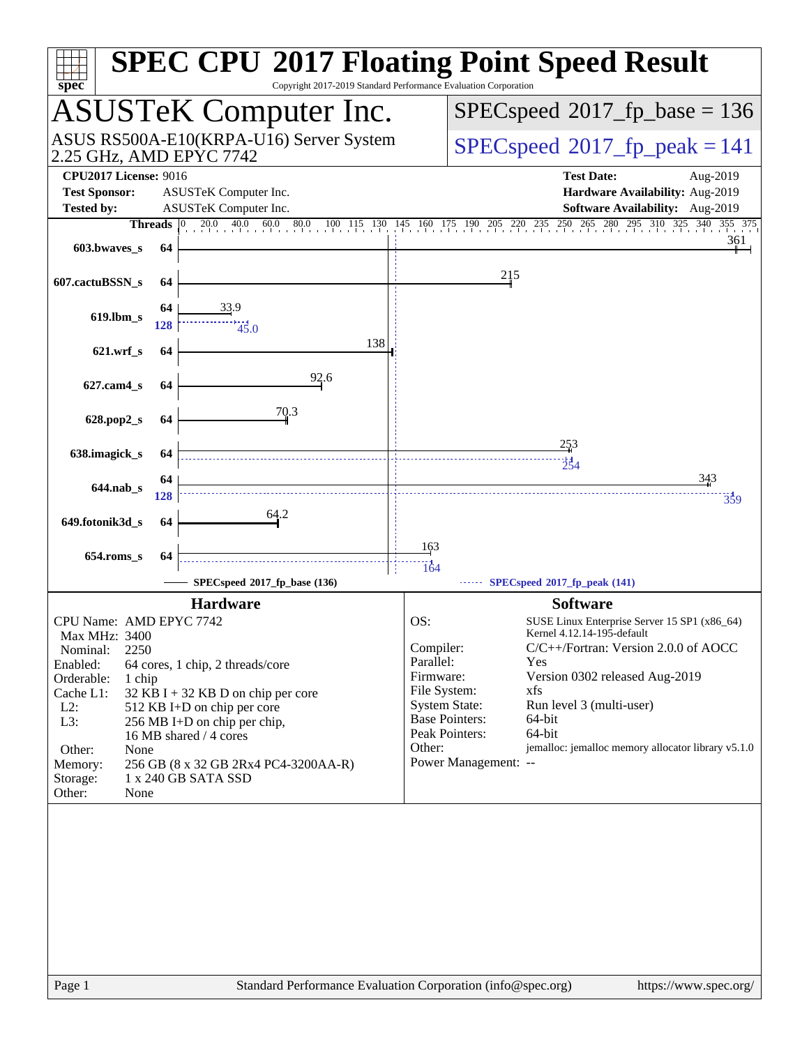# SPEC CPU 2017 Floating Point Speed Result

Copyright 2017-2019 Standard Performance Evaluation Corporation

## ASUSTeK Computer Inc.

ASUS RS500A-E10(KRPA-U16) Server System
2.25 GHz, AMD EPYC 7742

SPECspeed 2017_fp_base = 136

SPECspeed 2017_fp_peak = 141

**CPU2017 License:** 9016
**Test Sponsor:** ASUSTeK Computer Inc.
**Tested by:** ASUSTeK Computer Inc.

**Test Date:** Aug-2019
**Hardware Availability:** Aug-2019
**Software Availability:** Aug-2019

| Benchmark | Threads | Base | Peak |
|---|---|---|---|
| 603.bwaves_s | 64 | 361 | |
| 607.cactuBSSN_s | 64 | 215 | |
| 619.lbm_s | 64 (base) / 128 (peak) | 33.9 | 45.0 |
| 621.wrf_s | 64 | 138 | |
| 627.cam4_s | 64 | 92.6 | |
| 628.pop2_s | 64 | 70.3 | |
| 638.imagick_s | 64 | 253 | 254 |
| 644.nab_s | 64 (base) / 128 (peak) | 343 | 359 |
| 649.fotonik3d_s | 64 | 64.2 | |
| 654.roms_s | 64 | 163 | 164 |

SPECspeed 2017_fp_base (136) — SPECspeed 2017_fp_peak (141)

## Hardware

| | |
|---|---|
| CPU Name: | AMD EPYC 7742 |
| Max MHz: | 3400 |
| Nominal: | 2250 |
| Enabled: | 64 cores, 1 chip, 2 threads/core |
| Orderable: | 1 chip |
| Cache L1: | 32 KB I + 32 KB D on chip per core |
| L2: | 512 KB I+D on chip per core |
| L3: | 256 MB I+D on chip per chip, 16 MB shared / 4 cores |
| Other: | None |
| Memory: | 256 GB (8 x 32 GB 2Rx4 PC4-3200AA-R) |
| Storage: | 1 x 240 GB SATA SSD |
| Other: | None |

## Software

| | |
|---|---|
| OS: | SUSE Linux Enterprise Server 15 SP1 (x86_64) Kernel 4.12.14-195-default |
| Compiler: | C/C++/Fortran: Version 2.0.0 of AOCC |
| Parallel: | Yes |
| Firmware: | Version 0302 released Aug-2019 |
| File System: | xfs |
| System State: | Run level 3 (multi-user) |
| Base Pointers: | 64-bit |
| Peak Pointers: | 64-bit |
| Other: | jemalloc: jemalloc memory allocator library v5.1.0 |
| Power Management: | -- |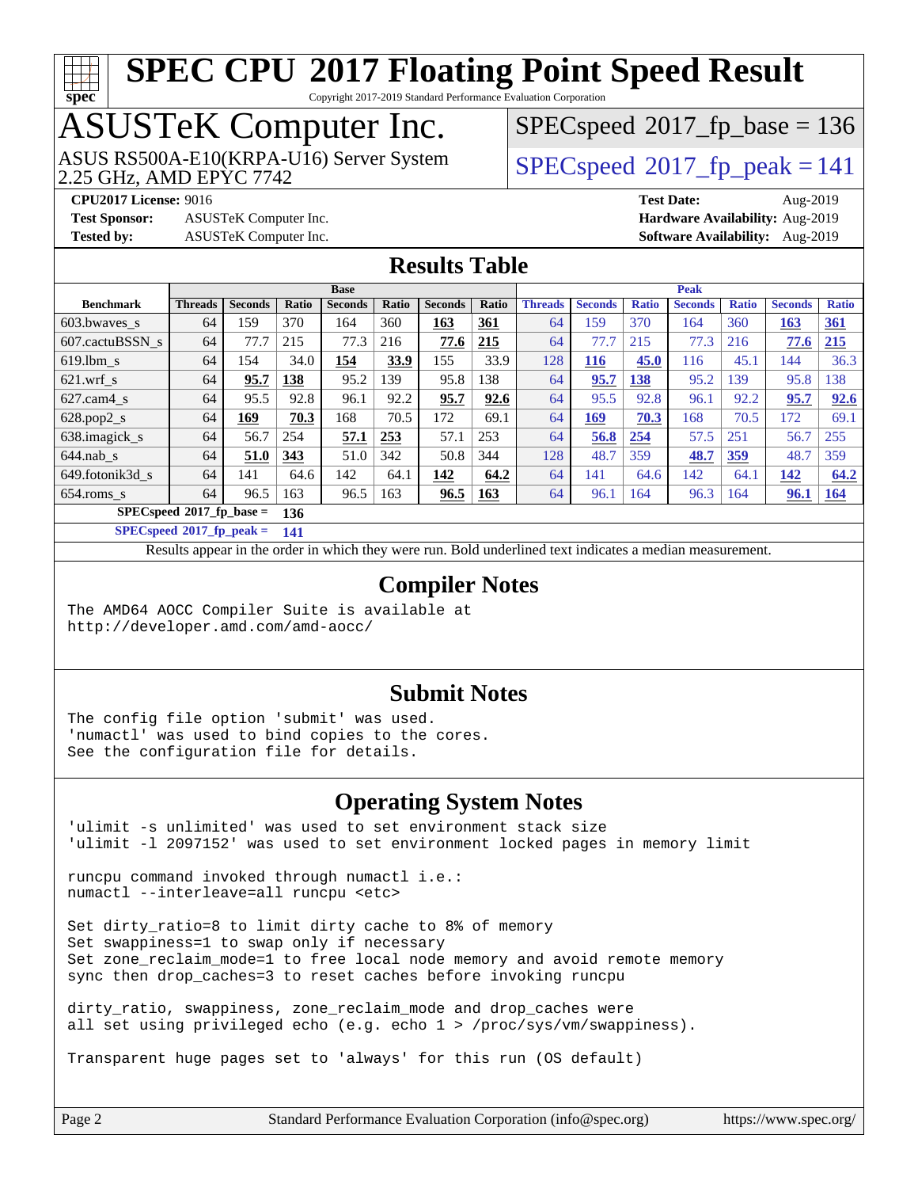# SPEC CPU 2017 Floating Point Speed Result

Copyright 2017-2019 Standard Performance Evaluation Corporation

## ASUSTeK Computer Inc.

ASUS RS500A-E10(KRPA-U16) Server System
2.25 GHz, AMD EPYC 7742

SPECspeed 2017_fp_base = 136

SPECspeed 2017_fp_peak = 141

**CPU2017 License:** 9016
**Test Sponsor:** ASUSTeK Computer Inc.
**Tested by:** ASUSTeK Computer Inc.

**Test Date:** Aug-2019
**Hardware Availability:** Aug-2019
**Software Availability:** Aug-2019

## Results Table

| Benchmark | Base | | | | | | | Peak | | | | | | |
|---|---|---|---|---|---|---|---|---|---|---|---|---|---|---|
| | Threads | Seconds | Ratio | Seconds | Ratio | Seconds | Ratio | Threads | Seconds | Ratio | Seconds | Ratio | Seconds | Ratio |
| 603.bwaves_s | 64 | 159 | 370 | 164 | 360 | **163** | **361** | 64 | 159 | 370 | 164 | 360 | **163** | **361** |
| 607.cactuBSSN_s | 64 | 77.7 | 215 | 77.3 | 216 | **77.6** | **215** | 64 | 77.7 | 215 | 77.3 | 216 | **77.6** | **215** |
| 619.lbm_s | 64 | 154 | 34.0 | **154** | **33.9** | 155 | 33.9 | 128 | **116** | **45.0** | 116 | 45.1 | 144 | 36.3 |
| 621.wrf_s | 64 | **95.7** | **138** | 95.2 | 139 | 95.8 | 138 | 64 | **95.7** | **138** | 95.2 | 139 | 95.8 | 138 |
| 627.cam4_s | 64 | 95.5 | 92.8 | 96.1 | 92.2 | **95.7** | **92.6** | 64 | 95.5 | 92.8 | 96.1 | 92.2 | **95.7** | **92.6** |
| 628.pop2_s | 64 | **169** | **70.3** | 168 | 70.5 | 172 | 69.1 | 64 | **169** | **70.3** | 168 | 70.5 | 172 | 69.1 |
| 638.imagick_s | 64 | 56.7 | 254 | **57.1** | **253** | 57.1 | 253 | 64 | **56.8** | **254** | 57.5 | 251 | 56.7 | 255 |
| 644.nab_s | 64 | **51.0** | **343** | 51.0 | 342 | 50.8 | 344 | 128 | 48.7 | 359 | **48.7** | **359** | 48.7 | 359 |
| 649.fotonik3d_s | 64 | 141 | 64.6 | 142 | 64.1 | **142** | **64.2** | 64 | 141 | 64.6 | 142 | 64.1 | **142** | **64.2** |
| 654.roms_s | 64 | 96.5 | 163 | 96.5 | 163 | **96.5** | **163** | 64 | 96.1 | 164 | 96.3 | 164 | **96.1** | **164** |

**SPECspeed 2017_fp_base = 136**

**SPECspeed 2017_fp_peak = 141**

Results appear in the order in which they were run. Bold underlined text indicates a median measurement.

## Compiler Notes

```
The AMD64 AOCC Compiler Suite is available at
http://developer.amd.com/amd-aocc/
```

## Submit Notes

```
The config file option 'submit' was used.
'numactl' was used to bind copies to the cores.
See the configuration file for details.
```

## Operating System Notes

```
'ulimit -s unlimited' was used to set environment stack size
'ulimit -l 2097152' was used to set environment locked pages in memory limit

runcpu command invoked through numactl i.e.:
numactl --interleave=all runcpu <etc>

Set dirty_ratio=8 to limit dirty cache to 8% of memory
Set swappiness=1 to swap only if necessary
Set zone_reclaim_mode=1 to free local node memory and avoid remote memory
sync then drop_caches=3 to reset caches before invoking runcpu

dirty_ratio, swappiness, zone_reclaim_mode and drop_caches were
all set using privileged echo (e.g. echo 1 > /proc/sys/vm/swappiness).

Transparent huge pages set to 'always' for this run (OS default)
```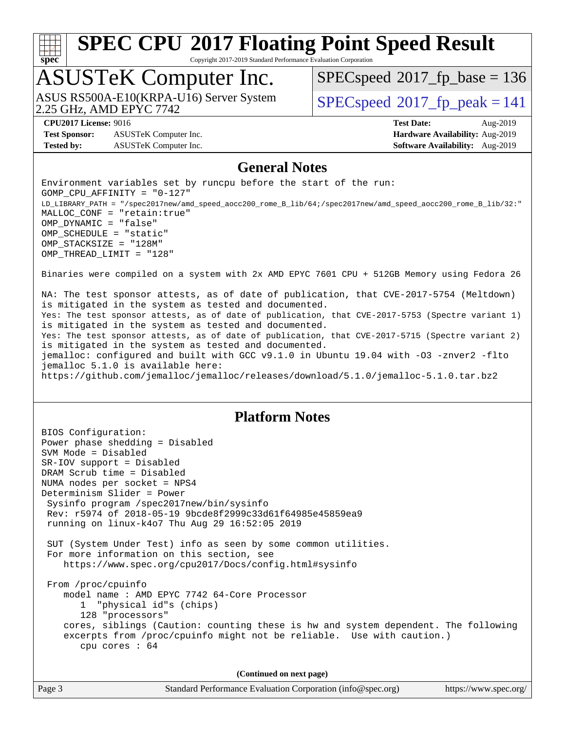# SPEC CPU 2017 Floating Point Speed Result

Copyright 2017-2019 Standard Performance Evaluation Corporation

# ASUSTeK Computer Inc.

ASUS RS500A-E10(KRPA-U16) Server System
2.25 GHz, AMD EPYC 7742

SPECspeed 2017_fp_base = 136

SPECspeed 2017_fp_peak = 141

**CPU2017 License:** 9016
**Test Sponsor:** ASUSTeK Computer Inc.
**Tested by:** ASUSTeK Computer Inc.

**Test Date:** Aug-2019
**Hardware Availability:** Aug-2019
**Software Availability:** Aug-2019

## General Notes

```
Environment variables set by runcpu before the start of the run:
GOMP_CPU_AFFINITY = "0-127"
LD_LIBRARY_PATH = "/spec2017new/amd_speed_aocc200_rome_B_lib/64;/spec2017new/amd_speed_aocc200_rome_B_lib/32:"
MALLOC_CONF = "retain:true"
OMP_DYNAMIC = "false"
OMP_SCHEDULE = "static"
OMP_STACKSIZE = "128M"
OMP_THREAD_LIMIT = "128"

Binaries were compiled on a system with 2x AMD EPYC 7601 CPU + 512GB Memory using Fedora 26

NA: The test sponsor attests, as of date of publication, that CVE-2017-5754 (Meltdown)
is mitigated in the system as tested and documented.
Yes: The test sponsor attests, as of date of publication, that CVE-2017-5753 (Spectre variant 1)
is mitigated in the system as tested and documented.
Yes: The test sponsor attests, as of date of publication, that CVE-2017-5715 (Spectre variant 2)
is mitigated in the system as tested and documented.
jemalloc: configured and built with GCC v9.1.0 in Ubuntu 19.04 with -O3 -znver2 -flto
jemalloc 5.1.0 is available here:
https://github.com/jemalloc/jemalloc/releases/download/5.1.0/jemalloc-5.1.0.tar.bz2
```

## Platform Notes

```
BIOS Configuration:
Power phase shedding = Disabled
SVM Mode = Disabled
SR-IOV support = Disabled
DRAM Scrub time = Disabled
NUMA nodes per socket = NPS4
Determinism Slider = Power
 Sysinfo program /spec2017new/bin/sysinfo
 Rev: r5974 of 2018-05-19 9bcde8f2999c33d61f64985e45859ea9
 running on linux-k4o7 Thu Aug 29 16:52:05 2019

 SUT (System Under Test) info as seen by some common utilities.
 For more information on this section, see
    https://www.spec.org/cpu2017/Docs/config.html#sysinfo

 From /proc/cpuinfo
    model name : AMD EPYC 7742 64-Core Processor
       1  "physical id"s (chips)
       128 "processors"
    cores, siblings (Caution: counting these is hw and system dependent. The following
    excerpts from /proc/cpuinfo might not be reliable.  Use with caution.)
       cpu cores : 64
```

**(Continued on next page)**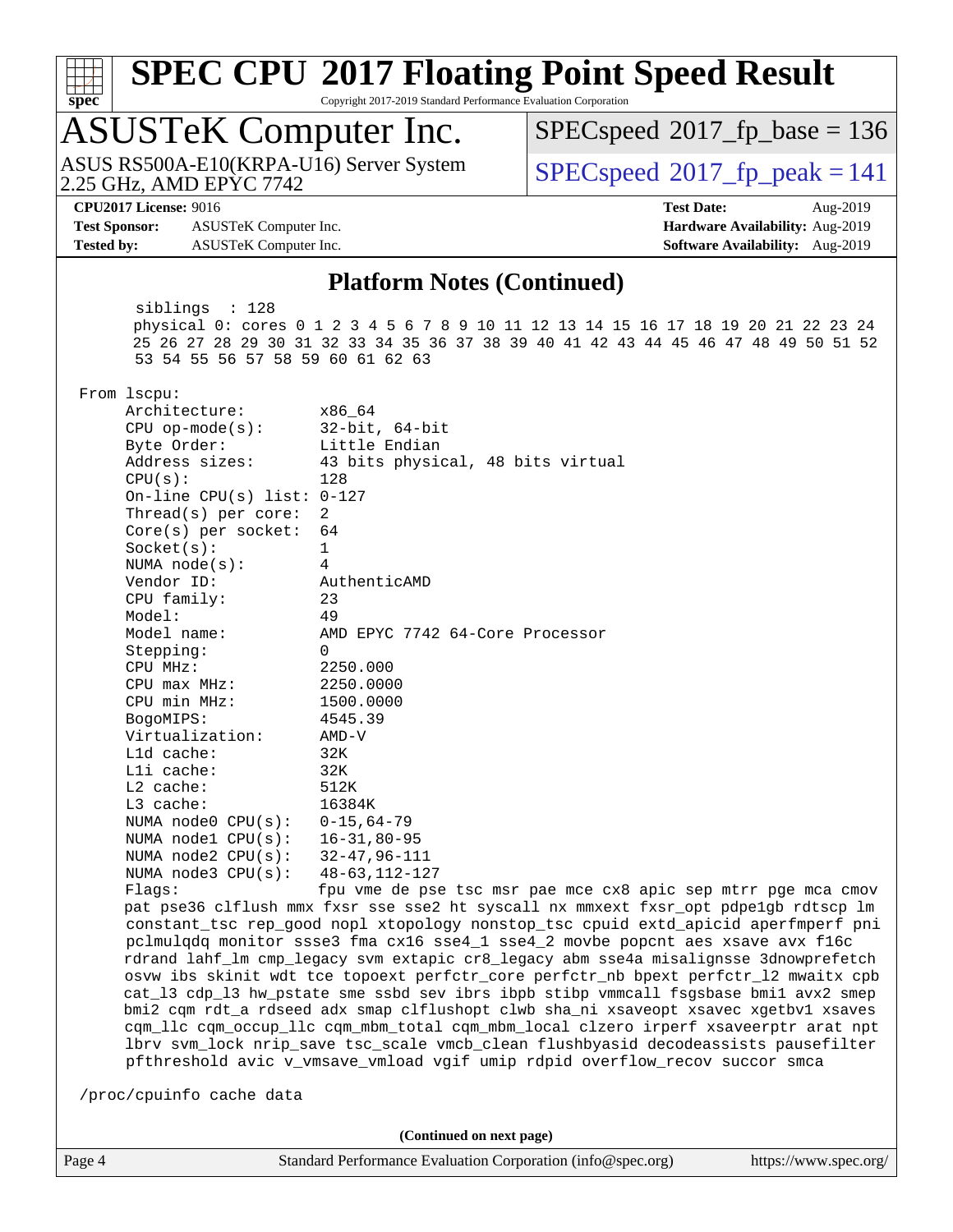## Platform Notes (Continued)

```
       siblings  : 128
       physical 0: cores 0 1 2 3 4 5 6 7 8 9 10 11 12 13 14 15 16 17 18 19 20 21 22 23 24
       25 26 27 28 29 30 31 32 33 34 35 36 37 38 39 40 41 42 43 44 45 46 47 48 49 50 51 52
       53 54 55 56 57 58 59 60 61 62 63

 From lscpu:
      Architecture:          x86_64
      CPU op-mode(s):        32-bit, 64-bit
      Byte Order:            Little Endian
      Address sizes:         43 bits physical, 48 bits virtual
      CPU(s):                128
      On-line CPU(s) list: 0-127
      Thread(s) per core:  2
      Core(s) per socket:  64
      Socket(s):             1
      NUMA node(s):          4
      Vendor ID:             AuthenticAMD
      CPU family:            23
      Model:                 49
      Model name:            AMD EPYC 7742 64-Core Processor
      Stepping:              0
      CPU MHz:               2250.000
      CPU max MHz:           2250.0000
      CPU min MHz:           1500.0000
      BogoMIPS:              4545.39
      Virtualization:        AMD-V
      L1d cache:             32K
      L1i cache:             32K
      L2 cache:              512K
      L3 cache:              16384K
      NUMA node0 CPU(s):     0-15,64-79
      NUMA node1 CPU(s):     16-31,80-95
      NUMA node2 CPU(s):     32-47,96-111
      NUMA node3 CPU(s):     48-63,112-127
      Flags:                 fpu vme de pse tsc msr pae mce cx8 apic sep mtrr pge mca cmov
      pat pse36 clflush mmx fxsr sse sse2 ht syscall nx mmxext fxsr_opt pdpe1gb rdtscp lm
      constant_tsc rep_good nopl xtopology nonstop_tsc cpuid extd_apicid aperfmperf pni
      pclmulqdq monitor ssse3 fma cx16 sse4_1 sse4_2 movbe popcnt aes xsave avx f16c
      rdrand lahf_lm cmp_legacy svm extapic cr8_legacy abm sse4a misalignsse 3dnowprefetch
      osvw ibs skinit wdt tce topoext perfctr_core perfctr_nb bpext perfctr_l2 mwaitx cpb
      cat_l3 cdp_l3 hw_pstate sme ssbd sev ibrs ibpb stibp vmmcall fsgsbase bmi1 avx2 smep
      bmi2 cqm rdt_a rdseed adx smap clflushopt clwb sha_ni xsaveopt xsavec xgetbv1 xsaves
      cqm_llc cqm_occup_llc cqm_mbm_total cqm_mbm_local clzero irperf xsaveerptr arat npt
      lbrv svm_lock nrip_save tsc_scale vmcb_clean flushbyasid decodeassists pausefilter
      pfthreshold avic v_vmsave_vmload vgif umip rdpid overflow_recov succor smca

 /proc/cpuinfo cache data
```

(Continued on next page)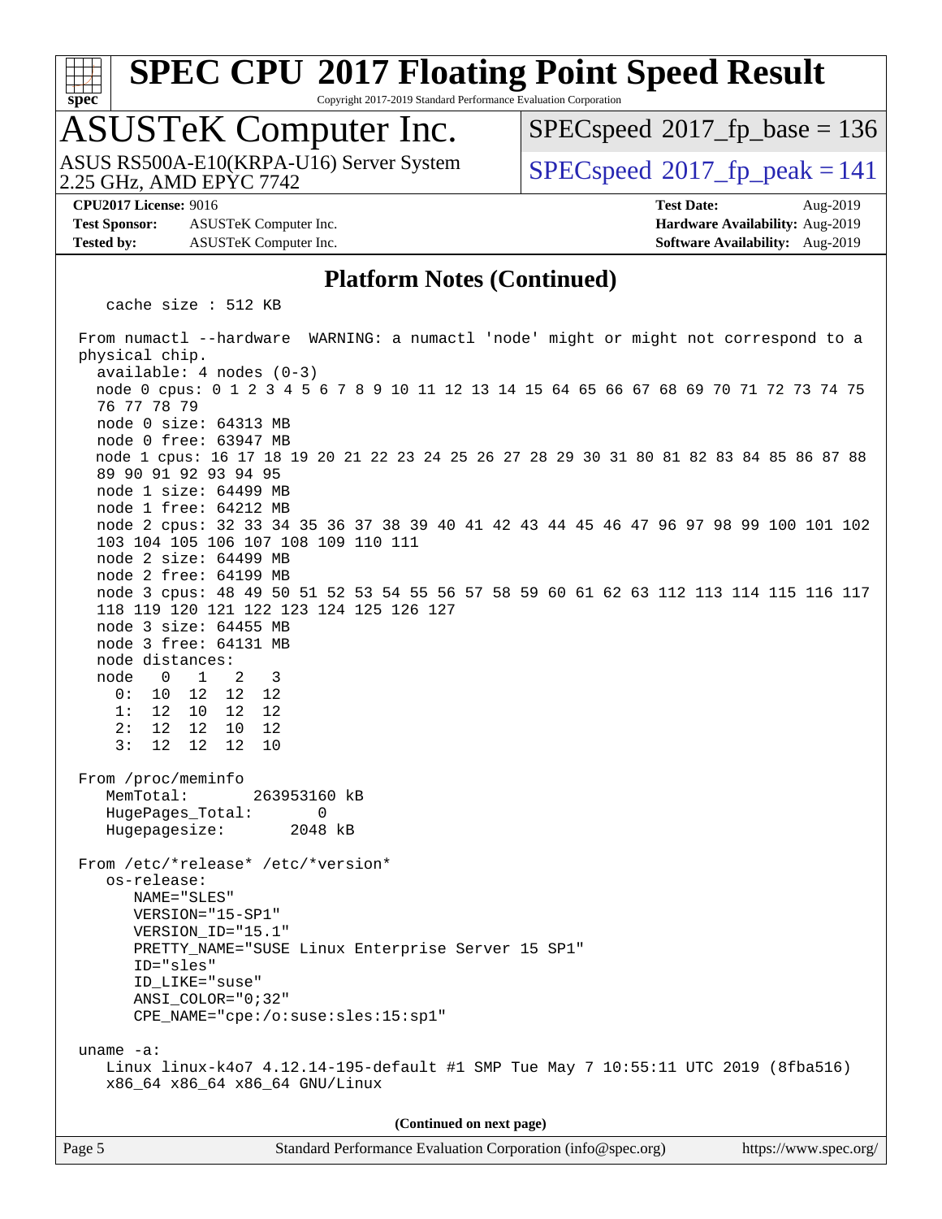## Platform Notes (Continued)

```
   cache size : 512 KB

From numactl --hardware  WARNING: a numactl 'node' might or might not correspond to a
physical chip.
  available: 4 nodes (0-3)
  node 0 cpus: 0 1 2 3 4 5 6 7 8 9 10 11 12 13 14 15 64 65 66 67 68 69 70 71 72 73 74 75
  76 77 78 79
  node 0 size: 64313 MB
  node 0 free: 63947 MB
  node 1 cpus: 16 17 18 19 20 21 22 23 24 25 26 27 28 29 30 31 80 81 82 83 84 85 86 87 88
  89 90 91 92 93 94 95
  node 1 size: 64499 MB
  node 1 free: 64212 MB
  node 2 cpus: 32 33 34 35 36 37 38 39 40 41 42 43 44 45 46 47 96 97 98 99 100 101 102
  103 104 105 106 107 108 109 110 111
  node 2 size: 64499 MB
  node 2 free: 64199 MB
  node 3 cpus: 48 49 50 51 52 53 54 55 56 57 58 59 60 61 62 63 112 113 114 115 116 117
  118 119 120 121 122 123 124 125 126 127
  node 3 size: 64455 MB
  node 3 free: 64131 MB
  node distances:
  node   0   1   2   3
    0:  10  12  12  12
    1:  12  10  12  12
    2:  12  12  10  12
    3:  12  12  12  10

From /proc/meminfo
   MemTotal:       263953160 kB
   HugePages_Total:       0
   Hugepagesize:       2048 kB

From /etc/*release* /etc/*version*
   os-release:
      NAME="SLES"
      VERSION="15-SP1"
      VERSION_ID="15.1"
      PRETTY_NAME="SUSE Linux Enterprise Server 15 SP1"
      ID="sles"
      ID_LIKE="suse"
      ANSI_COLOR="0;32"
      CPE_NAME="cpe:/o:suse:sles:15:sp1"

uname -a:
   Linux linux-k4o7 4.12.14-195-default #1 SMP Tue May 7 10:55:11 UTC 2019 (8fba516)
   x86_64 x86_64 x86_64 GNU/Linux
```

(Continued on next page)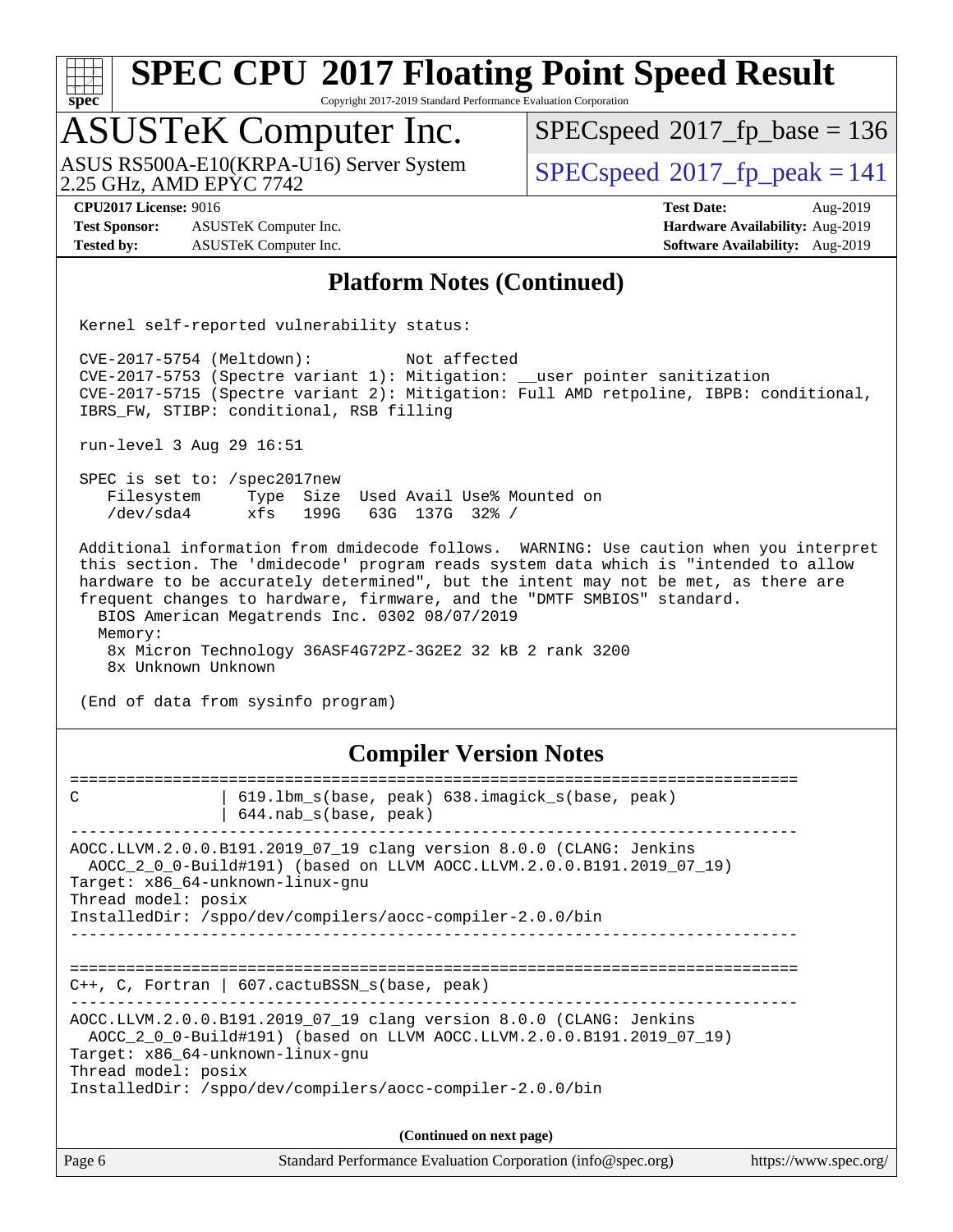## Platform Notes (Continued)

```
Kernel self-reported vulnerability status:

CVE-2017-5754 (Meltdown):          Not affected
CVE-2017-5753 (Spectre variant 1): Mitigation: __user pointer sanitization
CVE-2017-5715 (Spectre variant 2): Mitigation: Full AMD retpoline, IBPB: conditional,
IBRS_FW, STIBP: conditional, RSB filling

run-level 3 Aug 29 16:51

SPEC is set to: /spec2017new
   Filesystem     Type  Size  Used Avail Use% Mounted on
   /dev/sda4      xfs   199G   63G  137G  32% /

Additional information from dmidecode follows.  WARNING: Use caution when you interpret
this section. The 'dmidecode' program reads system data which is "intended to allow
hardware to be accurately determined", but the intent may not be met, as there are
frequent changes to hardware, firmware, and the "DMTF SMBIOS" standard.
  BIOS American Megatrends Inc. 0302 08/07/2019
  Memory:
   8x Micron Technology 36ASF4G72PZ-3G2E2 32 kB 2 rank 3200
   8x Unknown Unknown

(End of data from sysinfo program)
```

## Compiler Version Notes

```
==============================================================================
C               | 619.lbm_s(base, peak) 638.imagick_s(base, peak)
                | 644.nab_s(base, peak)
------------------------------------------------------------------------------
AOCC.LLVM.2.0.0.B191.2019_07_19 clang version 8.0.0 (CLANG: Jenkins
  AOCC_2_0_0-Build#191) (based on LLVM AOCC.LLVM.2.0.0.B191.2019_07_19)
Target: x86_64-unknown-linux-gnu
Thread model: posix
InstalledDir: /sppo/dev/compilers/aocc-compiler-2.0.0/bin
------------------------------------------------------------------------------

==============================================================================
C++, C, Fortran | 607.cactuBSSN_s(base, peak)
------------------------------------------------------------------------------
AOCC.LLVM.2.0.0.B191.2019_07_19 clang version 8.0.0 (CLANG: Jenkins
  AOCC_2_0_0-Build#191) (based on LLVM AOCC.LLVM.2.0.0.B191.2019_07_19)
Target: x86_64-unknown-linux-gnu
Thread model: posix
InstalledDir: /sppo/dev/compilers/aocc-compiler-2.0.0/bin
```

(Continued on next page)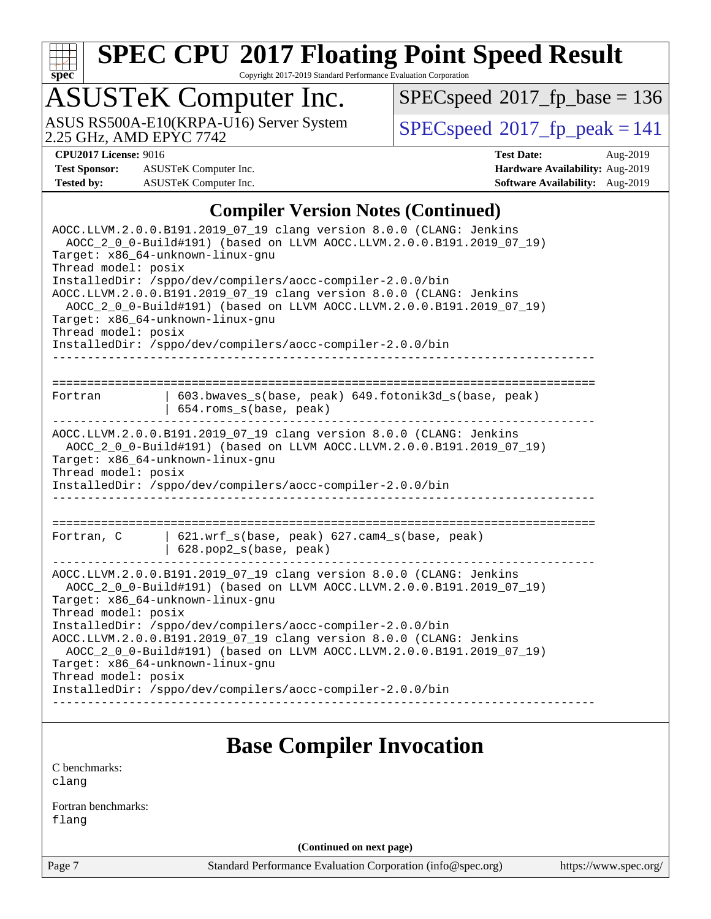# SPEC CPU 2017 Floating Point Speed Result

Copyright 2017-2019 Standard Performance Evaluation Corporation

## ASUSTeK Computer Inc.

ASUS RS500A-E10(KRPA-U16) Server System
2.25 GHz, AMD EPYC 7742

SPECspeed 2017_fp_base = 136

SPECspeed 2017_fp_peak = 141

**CPU2017 License:** 9016
**Test Sponsor:** ASUSTeK Computer Inc.
**Tested by:** ASUSTeK Computer Inc.

**Test Date:** Aug-2019
**Hardware Availability:** Aug-2019
**Software Availability:** Aug-2019

## Compiler Version Notes (Continued)

```
AOCC.LLVM.2.0.0.B191.2019_07_19 clang version 8.0.0 (CLANG: Jenkins
  AOCC_2_0_0-Build#191) (based on LLVM AOCC.LLVM.2.0.0.B191.2019_07_19)
Target: x86_64-unknown-linux-gnu
Thread model: posix
InstalledDir: /sppo/dev/compilers/aocc-compiler-2.0.0/bin
AOCC.LLVM.2.0.0.B191.2019_07_19 clang version 8.0.0 (CLANG: Jenkins
  AOCC_2_0_0-Build#191) (based on LLVM AOCC.LLVM.2.0.0.B191.2019_07_19)
Target: x86_64-unknown-linux-gnu
Thread model: posix
InstalledDir: /sppo/dev/compilers/aocc-compiler-2.0.0/bin
------------------------------------------------------------------------------

==============================================================================
Fortran         | 603.bwaves_s(base, peak) 649.fotonik3d_s(base, peak)
                | 654.roms_s(base, peak)
------------------------------------------------------------------------------
AOCC.LLVM.2.0.0.B191.2019_07_19 clang version 8.0.0 (CLANG: Jenkins
  AOCC_2_0_0-Build#191) (based on LLVM AOCC.LLVM.2.0.0.B191.2019_07_19)
Target: x86_64-unknown-linux-gnu
Thread model: posix
InstalledDir: /sppo/dev/compilers/aocc-compiler-2.0.0/bin
------------------------------------------------------------------------------

==============================================================================
Fortran, C      | 621.wrf_s(base, peak) 627.cam4_s(base, peak)
                | 628.pop2_s(base, peak)
------------------------------------------------------------------------------
AOCC.LLVM.2.0.0.B191.2019_07_19 clang version 8.0.0 (CLANG: Jenkins
  AOCC_2_0_0-Build#191) (based on LLVM AOCC.LLVM.2.0.0.B191.2019_07_19)
Target: x86_64-unknown-linux-gnu
Thread model: posix
InstalledDir: /sppo/dev/compilers/aocc-compiler-2.0.0/bin
AOCC.LLVM.2.0.0.B191.2019_07_19 clang version 8.0.0 (CLANG: Jenkins
  AOCC_2_0_0-Build#191) (based on LLVM AOCC.LLVM.2.0.0.B191.2019_07_19)
Target: x86_64-unknown-linux-gnu
Thread model: posix
InstalledDir: /sppo/dev/compilers/aocc-compiler-2.0.0/bin
------------------------------------------------------------------------------
```

## Base Compiler Invocation

C benchmarks:
clang

Fortran benchmarks:
flang

**(Continued on next page)**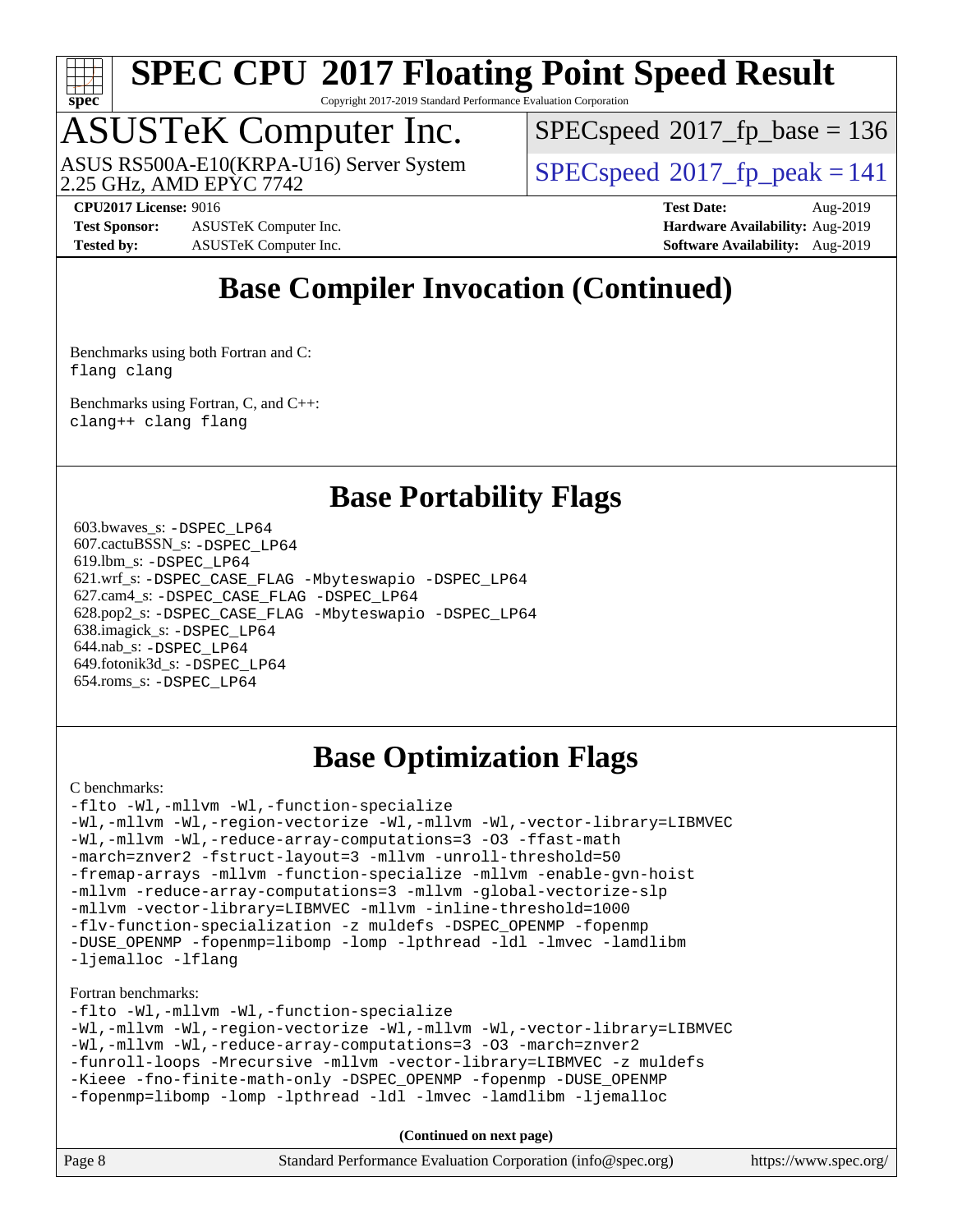# SPEC CPU 2017 Floating Point Speed Result

Copyright 2017-2019 Standard Performance Evaluation Corporation

## ASUSTeK Computer Inc.

ASUS RS500A-E10(KRPA-U16) Server System
2.25 GHz, AMD EPYC 7742

SPECspeed 2017_fp_base = 136

SPECspeed 2017_fp_peak = 141

**CPU2017 License:** 9016
**Test Sponsor:** ASUSTeK Computer Inc.
**Tested by:** ASUSTeK Computer Inc.

**Test Date:** Aug-2019
**Hardware Availability:** Aug-2019
**Software Availability:** Aug-2019

## Base Compiler Invocation (Continued)

Benchmarks using both Fortran and C:
```
flang clang
```

Benchmarks using Fortran, C, and C++:
```
clang++ clang flang
```

## Base Portability Flags

603.bwaves_s: `-DSPEC_LP64`
607.cactuBSSN_s: `-DSPEC_LP64`
619.lbm_s: `-DSPEC_LP64`
621.wrf_s: `-DSPEC_CASE_FLAG -Mbyteswapio -DSPEC_LP64`
627.cam4_s: `-DSPEC_CASE_FLAG -DSPEC_LP64`
628.pop2_s: `-DSPEC_CASE_FLAG -Mbyteswapio -DSPEC_LP64`
638.imagick_s: `-DSPEC_LP64`
644.nab_s: `-DSPEC_LP64`
649.fotonik3d_s: `-DSPEC_LP64`
654.roms_s: `-DSPEC_LP64`

## Base Optimization Flags

C benchmarks:
```
-flto -Wl,-mllvm -Wl,-function-specialize
-Wl,-mllvm -Wl,-region-vectorize -Wl,-mllvm -Wl,-vector-library=LIBMVEC
-Wl,-mllvm -Wl,-reduce-array-computations=3 -O3 -ffast-math
-march=znver2 -fstruct-layout=3 -mllvm -unroll-threshold=50
-fremap-arrays -mllvm -function-specialize -mllvm -enable-gvn-hoist
-mllvm -reduce-array-computations=3 -mllvm -global-vectorize-slp
-mllvm -vector-library=LIBMVEC -mllvm -inline-threshold=1000
-flv-function-specialization -z muldefs -DSPEC_OPENMP -fopenmp
-DUSE_OPENMP -fopenmp=libomp -lomp -lpthread -ldl -lmvec -lamdlibm
-ljemalloc -lflang
```

Fortran benchmarks:
```
-flto -Wl,-mllvm -Wl,-function-specialize
-Wl,-mllvm -Wl,-region-vectorize -Wl,-mllvm -Wl,-vector-library=LIBMVEC
-Wl,-mllvm -Wl,-reduce-array-computations=3 -O3 -march=znver2
-funroll-loops -Mrecursive -mllvm -vector-library=LIBMVEC -z muldefs
-Kieee -fno-finite-math-only -DSPEC_OPENMP -fopenmp -DUSE_OPENMP
-fopenmp=libomp -lomp -lpthread -ldl -lmvec -lamdlibm -ljemalloc
```

**(Continued on next page)**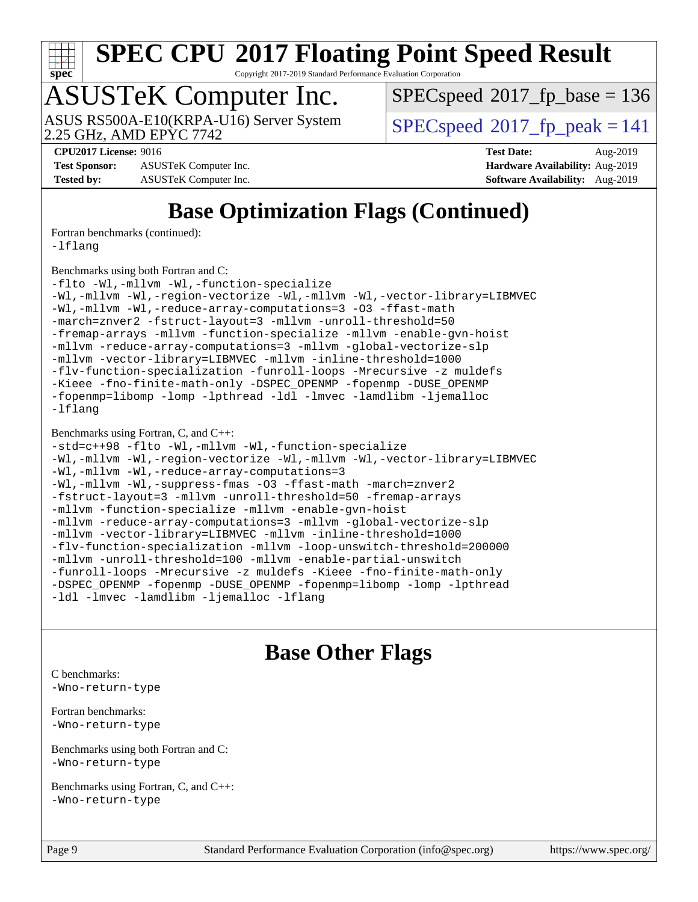# Base Optimization Flags (Continued)

Fortran benchmarks (continued):
-lflang

Benchmarks using both Fortran and C:
-flto -Wl,-mllvm -Wl,-function-specialize
-Wl,-mllvm -Wl,-region-vectorize -Wl,-mllvm -Wl,-vector-library=LIBMVEC
-Wl,-mllvm -Wl,-reduce-array-computations=3 -O3 -ffast-math
-march=znver2 -fstruct-layout=3 -mllvm -unroll-threshold=50
-fremap-arrays -mllvm -function-specialize -mllvm -enable-gvn-hoist
-mllvm -reduce-array-computations=3 -mllvm -global-vectorize-slp
-mllvm -vector-library=LIBMVEC -mllvm -inline-threshold=1000
-flv-function-specialization -funroll-loops -Mrecursive -z muldefs
-Kieee -fno-finite-math-only -DSPEC_OPENMP -fopenmp -DUSE_OPENMP
-fopenmp=libomp -lomp -lpthread -ldl -lmvec -lamdlibm -ljemalloc
-lflang

Benchmarks using Fortran, C, and C++:
-std=c++98 -flto -Wl,-mllvm -Wl,-function-specialize
-Wl,-mllvm -Wl,-region-vectorize -Wl,-mllvm -Wl,-vector-library=LIBMVEC
-Wl,-mllvm -Wl,-reduce-array-computations=3
-Wl,-mllvm -Wl,-suppress-fmas -O3 -ffast-math -march=znver2
-fstruct-layout=3 -mllvm -unroll-threshold=50 -fremap-arrays
-mllvm -function-specialize -mllvm -enable-gvn-hoist
-mllvm -reduce-array-computations=3 -mllvm -global-vectorize-slp
-mllvm -vector-library=LIBMVEC -mllvm -inline-threshold=1000
-flv-function-specialization -mllvm -loop-unswitch-threshold=200000
-mllvm -unroll-threshold=100 -mllvm -enable-partial-unswitch
-funroll-loops -Mrecursive -z muldefs -Kieee -fno-finite-math-only
-DSPEC_OPENMP -fopenmp -DUSE_OPENMP -fopenmp=libomp -lomp -lpthread
-ldl -lmvec -lamdlibm -ljemalloc -lflang

# Base Other Flags

C benchmarks:
-Wno-return-type

Fortran benchmarks:
-Wno-return-type

Benchmarks using both Fortran and C:
-Wno-return-type

Benchmarks using Fortran, C, and C++:
-Wno-return-type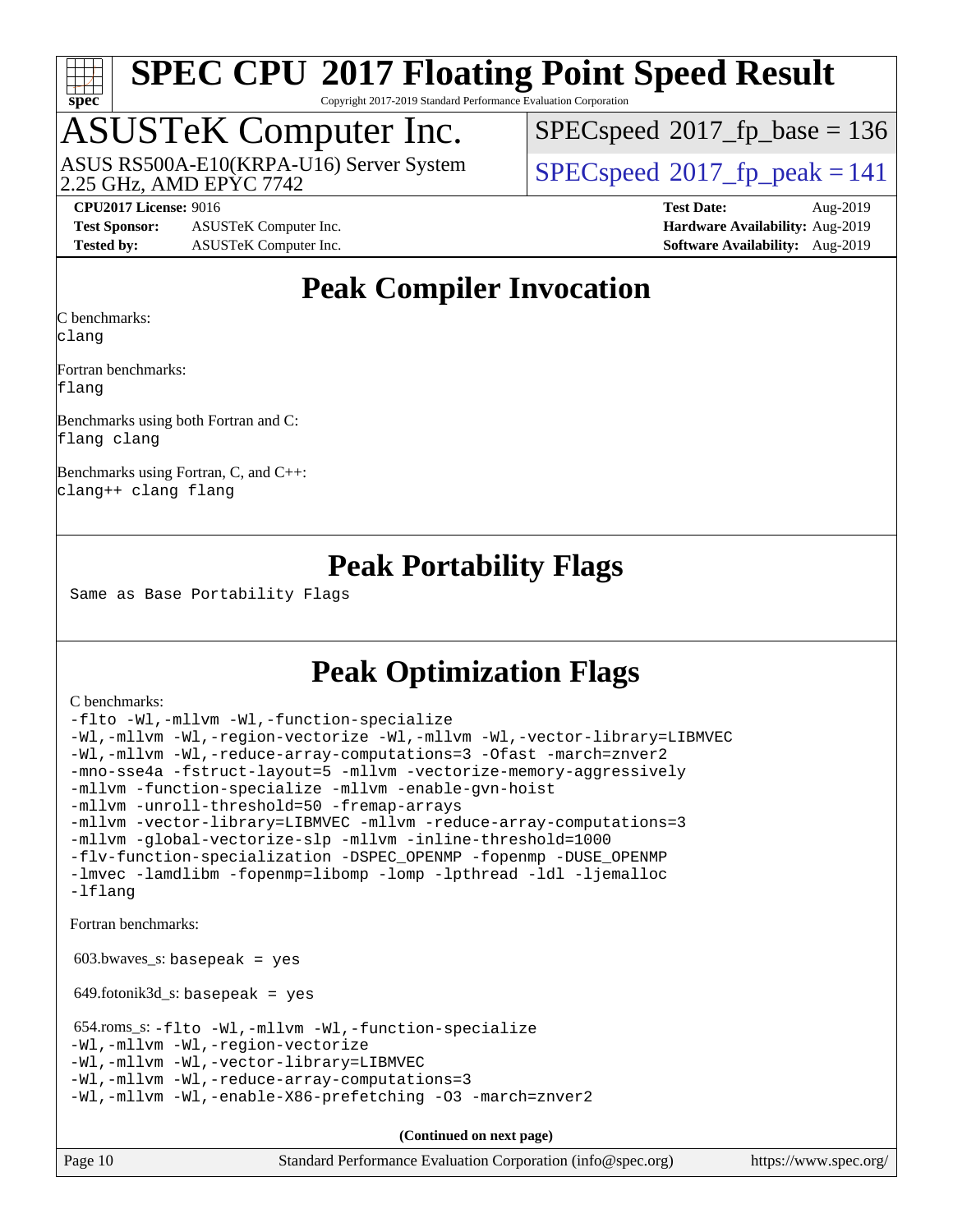# Peak Compiler Invocation

C benchmarks:
```
clang
```

Fortran benchmarks:
```
flang
```

Benchmarks using both Fortran and C:
```
flang clang
```

Benchmarks using Fortran, C, and C++:
```
clang++ clang flang
```

# Peak Portability Flags

Same as Base Portability Flags

# Peak Optimization Flags

C benchmarks:
```
-flto -Wl,-mllvm -Wl,-function-specialize
-Wl,-mllvm -Wl,-region-vectorize -Wl,-mllvm -Wl,-vector-library=LIBMVEC
-Wl,-mllvm -Wl,-reduce-array-computations=3 -Ofast -march=znver2
-mno-sse4a -fstruct-layout=5 -mllvm -vectorize-memory-aggressively
-mllvm -function-specialize -mllvm -enable-gvn-hoist
-mllvm -unroll-threshold=50 -fremap-arrays
-mllvm -vector-library=LIBMVEC -mllvm -reduce-array-computations=3
-mllvm -global-vectorize-slp -mllvm -inline-threshold=1000
-flv-function-specialization -DSPEC_OPENMP -fopenmp -DUSE_OPENMP
-lmvec -lamdlibm -fopenmp=libomp -lomp -lpthread -ldl -ljemalloc
-lflang
```

Fortran benchmarks:

603.bwaves_s: `basepeak = yes`

649.fotonik3d_s: `basepeak = yes`

654.roms_s:
```
-flto -Wl,-mllvm -Wl,-function-specialize
-Wl,-mllvm -Wl,-region-vectorize
-Wl,-mllvm -Wl,-vector-library=LIBMVEC
-Wl,-mllvm -Wl,-reduce-array-computations=3
-Wl,-mllvm -Wl,-enable-X86-prefetching -O3 -march=znver2
```

**(Continued on next page)**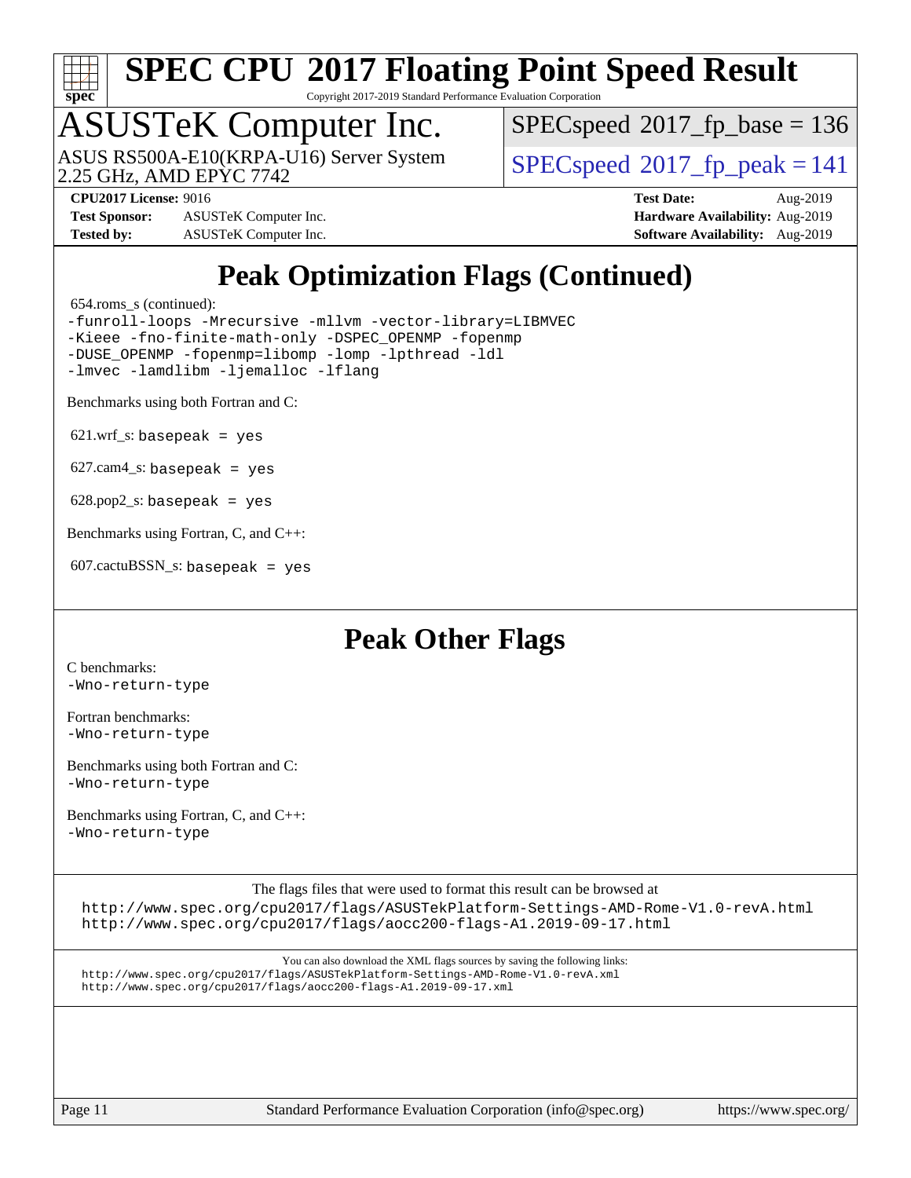# SPEC CPU 2017 Floating Point Speed Result

Copyright 2017-2019 Standard Performance Evaluation Corporation

## ASUSTeK Computer Inc.

ASUS RS500A-E10(KRPA-U16) Server System
2.25 GHz, AMD EPYC 7742

SPECspeed 2017_fp_base = 136

SPECspeed 2017_fp_peak = 141

**CPU2017 License:** 9016
**Test Sponsor:** ASUSTeK Computer Inc.
**Tested by:** ASUSTeK Computer Inc.

**Test Date:** Aug-2019
**Hardware Availability:** Aug-2019
**Software Availability:** Aug-2019

# Peak Optimization Flags (Continued)

654.roms_s (continued):

```
-funroll-loops -Mrecursive -mllvm -vector-library=LIBMVEC
-Kieee -fno-finite-math-only -DSPEC_OPENMP -fopenmp
-DUSE_OPENMP -fopenmp=libomp -lomp -lpthread -ldl
-lmvec -lamdlibm -ljemalloc -lflang
```

Benchmarks using both Fortran and C:

621.wrf_s: `basepeak = yes`

627.cam4_s: `basepeak = yes`

628.pop2_s: `basepeak = yes`

Benchmarks using Fortran, C, and C++:

607.cactuBSSN_s: `basepeak = yes`

# Peak Other Flags

C benchmarks:
`-Wno-return-type`

Fortran benchmarks:
`-Wno-return-type`

Benchmarks using both Fortran and C:
`-Wno-return-type`

Benchmarks using Fortran, C, and C++:
`-Wno-return-type`

The flags files that were used to format this result can be browsed at

http://www.spec.org/cpu2017/flags/ASUSTekPlatform-Settings-AMD-Rome-V1.0-revA.html
http://www.spec.org/cpu2017/flags/aocc200-flags-A1.2019-09-17.html

You can also download the XML flags sources by saving the following links:

http://www.spec.org/cpu2017/flags/ASUSTekPlatform-Settings-AMD-Rome-V1.0-revA.xml
http://www.spec.org/cpu2017/flags/aocc200-flags-A1.2019-09-17.xml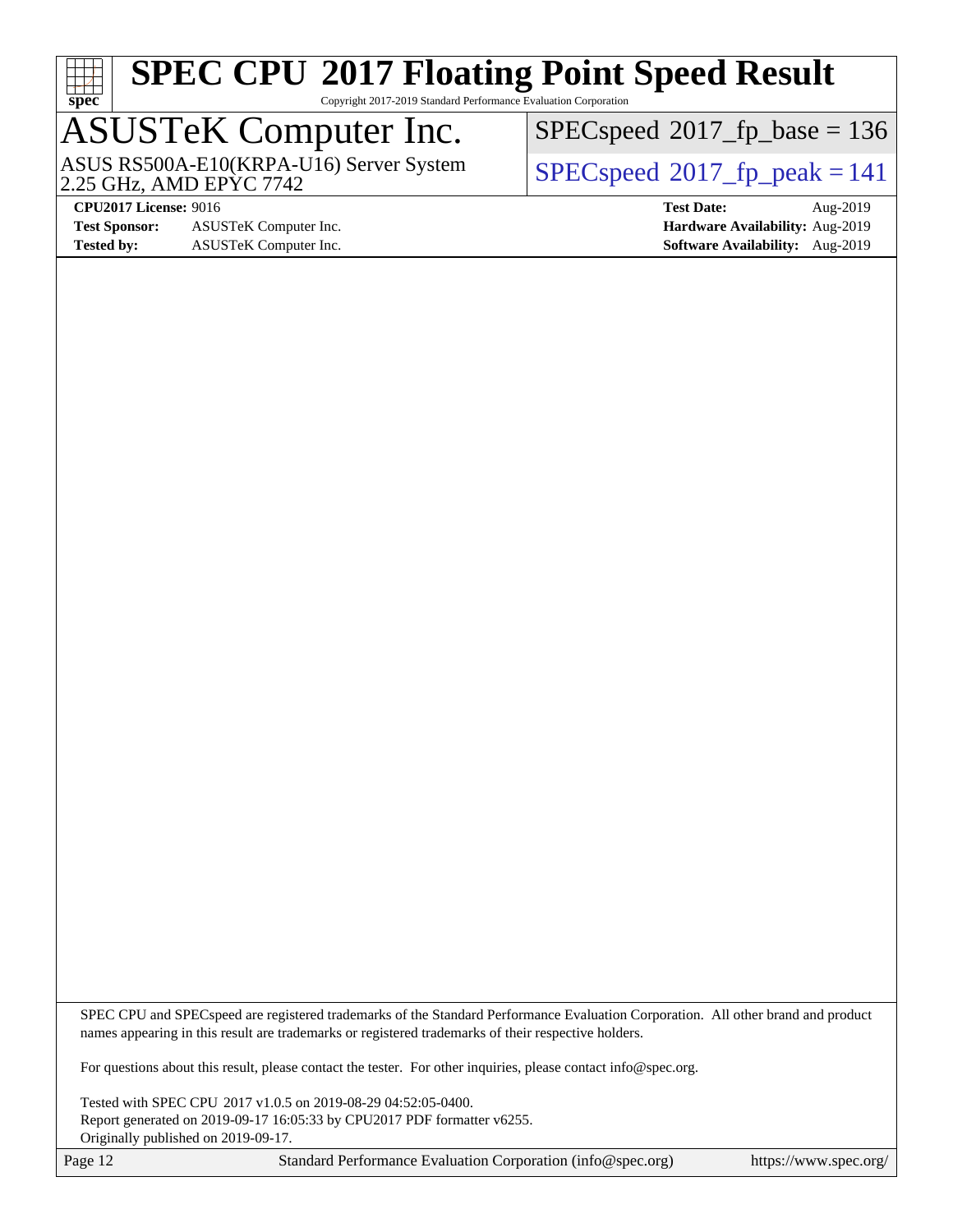SPEC CPU and SPECspeed are registered trademarks of the Standard Performance Evaluation Corporation. All other brand and product names appearing in this result are trademarks or registered trademarks of their respective holders.

For questions about this result, please contact the tester. For other inquiries, please contact info@spec.org.

Tested with SPEC CPU 2017 v1.0.5 on 2019-08-29 04:52:05-0400.
Report generated on 2019-09-17 16:05:33 by CPU2017 PDF formatter v6255.
Originally published on 2019-09-17.